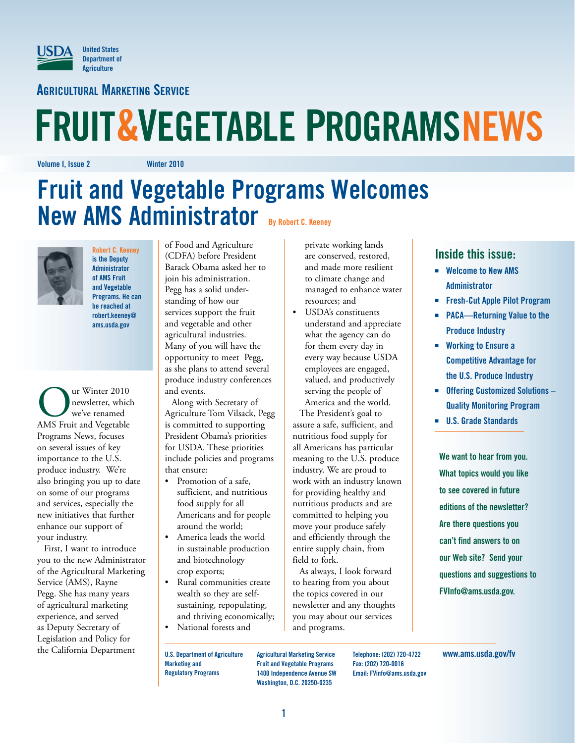United States Department of Agriculture

Agricultural Marketing Service

# FRUIT&VEGETABLE PROGRAMSNEWS

Volume I, Issue 2 Winter 2010

## Fruit and Vegetable Programs Welcomes New AMS Administrator

By Robert C. Keeney

**Robert C. Keeney is the Deputy Administrator of AMS Fruit and Vegetable Programs. He can be reached at robert.keeney@ams.usda.gov**

Our Winter 2010 newsletter, which we've renamed AMS Fruit and Vegetable Programs News, focuses on several issues of key importance to the U.S. produce industry. We're also bringing you up to date on some of our programs and services, especially the new initiatives that further enhance our support of your industry.

First, I want to introduce you to the new Administrator of the Agricultural Marketing Service (AMS), Rayne Pegg. She has many years of agricultural marketing experience, and served as Deputy Secretary of Legislation and Policy for the California Department of Food and Agriculture (CDFA) before President Barack Obama asked her to join his administration. Pegg has a solid understanding of how our services support the fruit and vegetable and other agricultural industries. Many of you will have the opportunity to meet Pegg, as she plans to attend several produce industry conferences and events.

Along with Secretary of Agriculture Tom Vilsack, Pegg is committed to supporting President Obama's priorities for USDA. These priorities include policies and programs that ensure:

- Promotion of a safe, sufficient, and nutritious food supply for all Americans and for people around the world;
- America leads the world in sustainable production and biotechnology crop exports;
- Rural communities create wealth so they are self-sustaining, repopulating, and thriving economically;
- National forests and private working lands are conserved, restored, and made more resilient to climate change and managed to enhance water resources; and
- USDA's constituents understand and appreciate what the agency can do for them every day in every way because USDA employees are engaged, valued, and productively serving the people of America and the world.

The President's goal to assure a safe, sufficient, and nutritious food supply for all Americans has particular meaning to the U.S. produce industry. We are proud to work with an industry known for providing healthy and nutritious products and are committed to helping you move your produce safely and efficiently through the entire supply chain, from field to fork.

As always, I look forward to hearing from you about the topics covered in our newsletter and any thoughts you may about our services and programs.

### Inside this issue:

- Welcome to New AMS Administrator
- Fresh-Cut Apple Pilot Program
- PACA—Returning Value to the Produce Industry
- Working to Ensure a Competitive Advantage for the U.S. Produce Industry
- Offering Customized Solutions – Quality Monitoring Program
- U.S. Grade Standards

**We want to hear from you. What topics would you like to see covered in future editions of the newsletter? Are there questions you can't find answers to on our Web site? Send your questions and suggestions to FVInfo@ams.usda.gov.**

U.S. Department of Agriculture
Marketing and Regulatory Programs

Agricultural Marketing Service
Fruit and Vegetable Programs
1400 Independence Avenue SW
Washington, D.C. 20250-0235

Telephone: (202) 720-4722
Fax: (202) 720-0016
Email: FVinfo@ams.usda.gov

www.ams.usda.gov/fv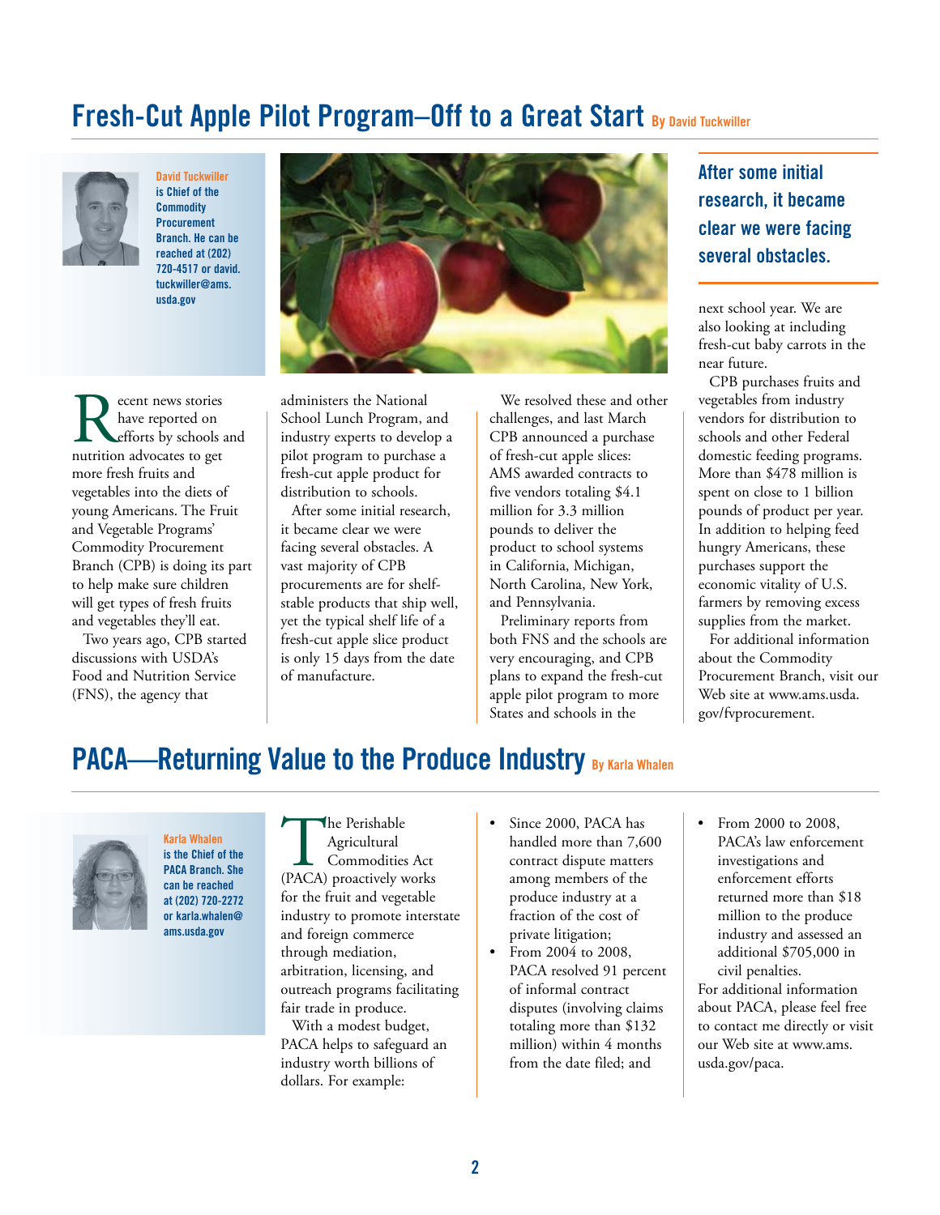## Fresh-Cut Apple Pilot Program–Off to a Great Start

By David Tuckwiller

**David Tuckwiller is Chief of the Commodity Procurement Branch. He can be reached at (202) 720-4517 or david.tuckwiller@ams.usda.gov**

Recent news stories have reported on efforts by schools and nutrition advocates to get more fresh fruits and vegetables into the diets of young Americans. The Fruit and Vegetable Programs' Commodity Procurement Branch (CPB) is doing its part to help make sure children will get types of fresh fruits and vegetables they'll eat.

Two years ago, CPB started discussions with USDA's Food and Nutrition Service (FNS), the agency that administers the National School Lunch Program, and industry experts to develop a pilot program to purchase a fresh-cut apple product for distribution to schools.

After some initial research, it became clear we were facing several obstacles. A vast majority of CPB procurements are for shelf-stable products that ship well, yet the typical shelf life of a fresh-cut apple slice product is only 15 days from the date of manufacture.

We resolved these and other challenges, and last March CPB announced a purchase of fresh-cut apple slices: AMS awarded contracts to five vendors totaling $4.1 million for 3.3 million pounds to deliver the product to school systems in California, Michigan, North Carolina, New York, and Pennsylvania.

Preliminary reports from both FNS and the schools are very encouraging, and CPB plans to expand the fresh-cut apple pilot program to more States and schools in the next school year. We are also looking at including fresh-cut baby carrots in the near future.

> **After some initial research, it became clear we were facing several obstacles.**

CPB purchases fruits and vegetables from industry vendors for distribution to schools and other Federal domestic feeding programs. More than $478 million is spent on close to 1 billion pounds of product per year. In addition to helping feed hungry Americans, these purchases support the economic vitality of U.S. farmers by removing excess supplies from the market.

For additional information about the Commodity Procurement Branch, visit our Web site at www.ams.usda.gov/fvprocurement.

## PACA—Returning Value to the Produce Industry

By Karla Whalen

**Karla Whalen is the Chief of the PACA Branch. She can be reached at (202) 720-2272 or karla.whalen@ams.usda.gov**

The Perishable Agricultural Commodities Act (PACA) proactively works for the fruit and vegetable industry to promote interstate and foreign commerce through mediation, arbitration, licensing, and outreach programs facilitating fair trade in produce.

With a modest budget, PACA helps to safeguard an industry worth billions of dollars. For example:

- Since 2000, PACA has handled more than 7,600 contract dispute matters among members of the produce industry at a fraction of the cost of private litigation;
- From 2004 to 2008, PACA resolved 91 percent of informal contract disputes (involving claims totaling more than $132 million) within 4 months from the date filed; and
- From 2000 to 2008, PACA's law enforcement investigations and enforcement efforts returned more than $18 million to the produce industry and assessed an additional $705,000 in civil penalties.

For additional information about PACA, please feel free to contact me directly or visit our Web site at www.ams.usda.gov/paca.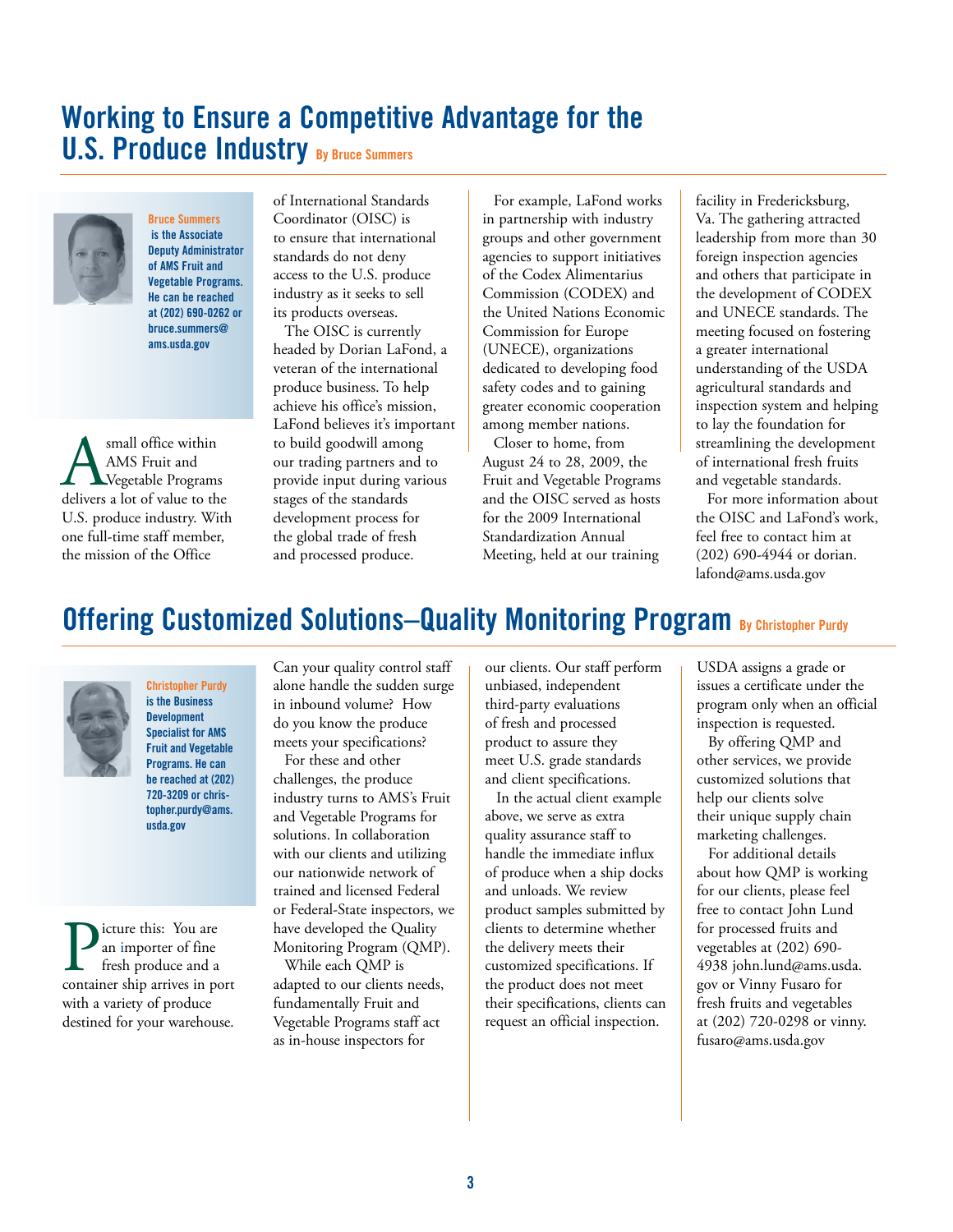## Working to Ensure a Competitive Advantage for the U.S. Produce Industry By Bruce Summers

**Bruce Summers is the Associate Deputy Administrator of AMS Fruit and Vegetable Programs. He can be reached at (202) 690-0262 or bruce.summers@ams.usda.gov**

A small office within AMS Fruit and Vegetable Programs delivers a lot of value to the U.S. produce industry. With one full-time staff member, the mission of the Office of International Standards Coordinator (OISC) is to ensure that international standards do not deny access to the U.S. produce industry as it seeks to sell its products overseas.

The OISC is currently headed by Dorian LaFond, a veteran of the international produce business. To help achieve his office's mission, LaFond believes it's important to build goodwill among our trading partners and to provide input during various stages of the standards development process for the global trade of fresh and processed produce.

For example, LaFond works in partnership with industry groups and other government agencies to support initiatives of the Codex Alimentarius Commission (CODEX) and the United Nations Economic Commission for Europe (UNECE), organizations dedicated to developing food safety codes and to gaining greater economic cooperation among member nations.

Closer to home, from August 24 to 28, 2009, the Fruit and Vegetable Programs and the OISC served as hosts for the 2009 International Standardization Annual Meeting, held at our training facility in Fredericksburg, Va. The gathering attracted leadership from more than 30 foreign inspection agencies and others that participate in the development of CODEX and UNECE standards. The meeting focused on fostering a greater international understanding of the USDA agricultural standards and inspection system and helping to lay the foundation for streamlining the development of international fresh fruits and vegetable standards.

For more information about the OISC and LaFond's work, feel free to contact him at (202) 690-4944 or dorian.lafond@ams.usda.gov

## Offering Customized Solutions–Quality Monitoring Program By Christopher Purdy

**Christopher Purdy is the Business Development Specialist for AMS Fruit and Vegetable Programs. He can be reached at (202) 720-3209 or christopher.purdy@ams.usda.gov**

Picture this: You are an importer of fine fresh produce and a container ship arrives in port with a variety of produce destined for your warehouse. Can your quality control staff alone handle the sudden surge in inbound volume? How do you know the produce meets your specifications?

For these and other challenges, the produce industry turns to AMS's Fruit and Vegetable Programs for solutions. In collaboration with our clients and utilizing our nationwide network of trained and licensed Federal or Federal-State inspectors, we have developed the Quality Monitoring Program (QMP).

While each QMP is adapted to our clients needs, fundamentally Fruit and Vegetable Programs staff act as in-house inspectors for our clients. Our staff perform unbiased, independent third-party evaluations of fresh and processed product to assure they meet U.S. grade standards and client specifications.

In the actual client example above, we serve as extra quality assurance staff to handle the immediate influx of produce when a ship docks and unloads. We review product samples submitted by clients to determine whether the delivery meets their customized specifications. If the product does not meet their specifications, clients can request an official inspection. USDA assigns a grade or issues a certificate under the program only when an official inspection is requested.

By offering QMP and other services, we provide customized solutions that help our clients solve their unique supply chain marketing challenges.

For additional details about how QMP is working for our clients, please feel free to contact John Lund for processed fruits and vegetables at (202) 690-4938 john.lund@ams.usda.gov or Vinny Fusaro for fresh fruits and vegetables at (202) 720-0298 or vinny.fusaro@ams.usda.gov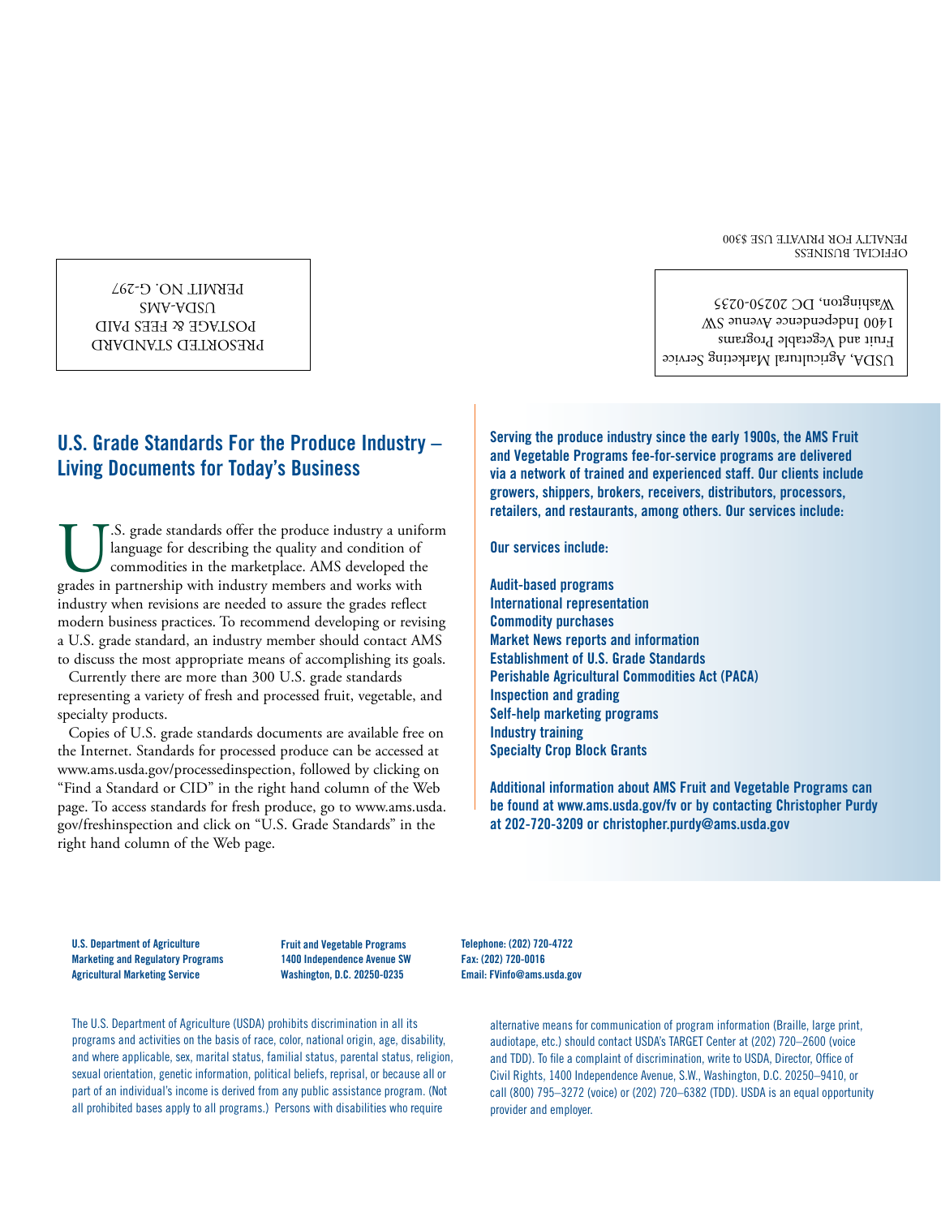OFFICIAL BUSINESS
PENALTY FOR PRIVATE USE $300

USDA, Agricultural Marketing Service
Fruit and Vegetable Programs
1400 Independence Avenue SW
Washington, DC 20250-0235

PRESORTED STANDARD
POSTAGE & FEES PAID
USDA-AMS
PERMIT NO. G-297

## U.S. Grade Standards For the Produce Industry – Living Documents for Today's Business

U.S. grade standards offer the produce industry a uniform language for describing the quality and condition of commodities in the marketplace. AMS developed the grades in partnership with industry members and works with industry when revisions are needed to assure the grades reflect modern business practices. To recommend developing or revising a U.S. grade standard, an industry member should contact AMS to discuss the most appropriate means of accomplishing its goals.

Currently there are more than 300 U.S. grade standards representing a variety of fresh and processed fruit, vegetable, and specialty products.

Copies of U.S. grade standards documents are available free on the Internet. Standards for processed produce can be accessed at www.ams.usda.gov/processedinspection, followed by clicking on "Find a Standard or CID" in the right hand column of the Web page. To access standards for fresh produce, go to www.ams.usda.gov/freshinspection and click on "U.S. Grade Standards" in the right hand column of the Web page.

**Serving the produce industry since the early 1900s, the AMS Fruit and Vegetable Programs fee-for-service programs are delivered via a network of trained and experienced staff. Our clients include growers, shippers, brokers, receivers, distributors, processors, retailers, and restaurants, among others. Our services include:**

**Our services include:**

**Audit-based programs**
**International representation**
**Commodity purchases**
**Market News reports and information**
**Establishment of U.S. Grade Standards**
**Perishable Agricultural Commodities Act (PACA)**
**Inspection and grading**
**Self-help marketing programs**
**Industry training**
**Specialty Crop Block Grants**

**Additional information about AMS Fruit and Vegetable Programs can be found at www.ams.usda.gov/fv or by contacting Christopher Purdy at 202-720-3209 or christopher.purdy@ams.usda.gov**

**U.S. Department of Agriculture**
**Marketing and Regulatory Programs**
**Agricultural Marketing Service**

**Fruit and Vegetable Programs**
**1400 Independence Avenue SW**
**Washington, D.C. 20250-0235**

**Telephone: (202) 720-4722**
**Fax: (202) 720-0016**
**Email: FVinfo@ams.usda.gov**

The U.S. Department of Agriculture (USDA) prohibits discrimination in all its programs and activities on the basis of race, color, national origin, age, disability, and where applicable, sex, marital status, familial status, parental status, religion, sexual orientation, genetic information, political beliefs, reprisal, or because all or part of an individual's income is derived from any public assistance program. (Not all prohibited bases apply to all programs.) Persons with disabilities who require alternative means for communication of program information (Braille, large print, audiotape, etc.) should contact USDA's TARGET Center at (202) 720–2600 (voice and TDD). To file a complaint of discrimination, write to USDA, Director, Office of Civil Rights, 1400 Independence Avenue, S.W., Washington, D.C. 20250–9410, or call (800) 795–3272 (voice) or (202) 720–6382 (TDD). USDA is an equal opportunity provider and employer.